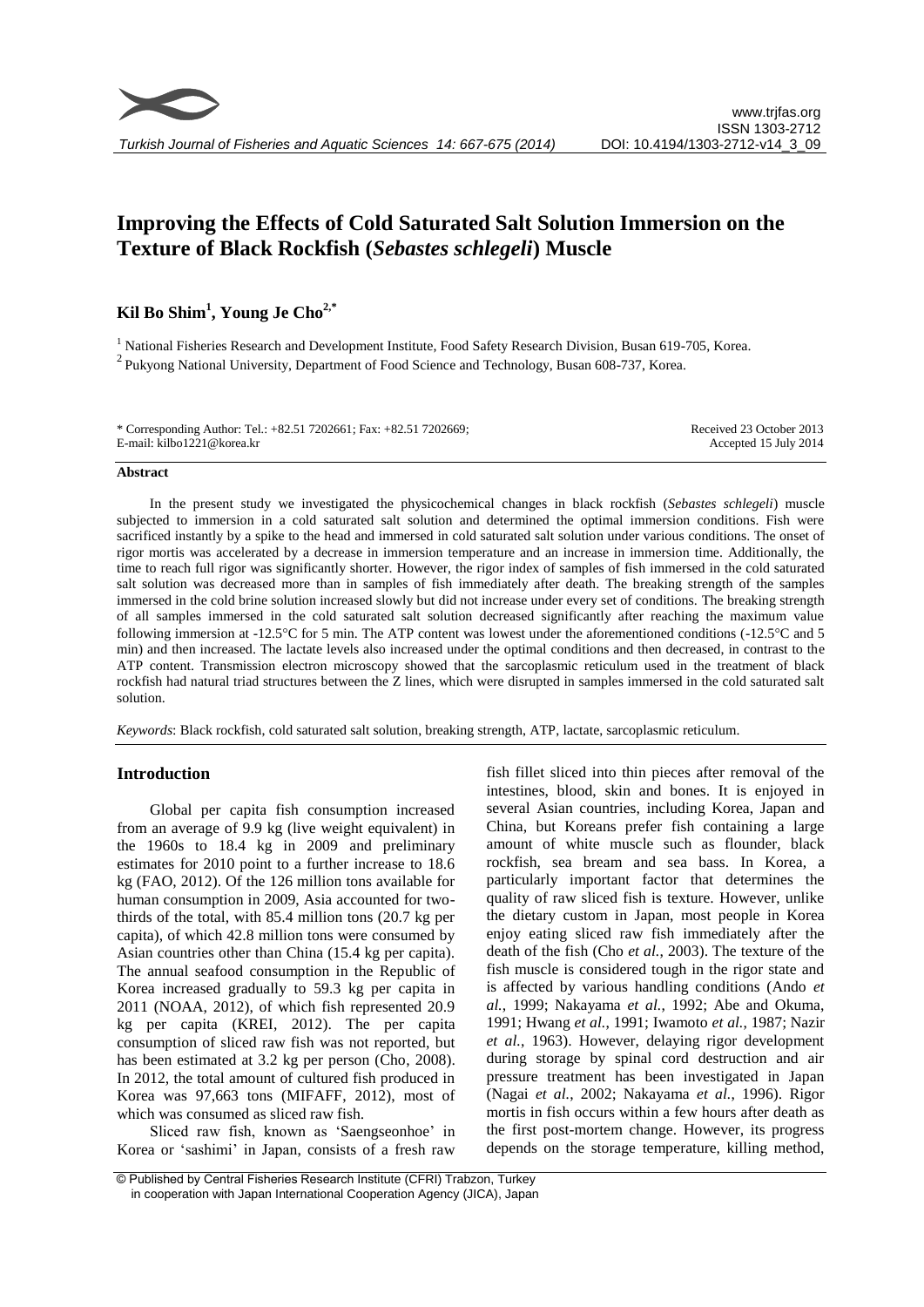# Improving the Effects of Cold Saturated Salt Solution Immersion on the Texture of Black Rockfish (*Sebastes schlegeli*) Muscle

**Kil Bo Shim[1], Young Je Cho[2,*]**

[1] National Fisheries Research and Development Institute, Food Safety Research Division, Busan 619-705, Korea.
[2] Pukyong National University, Department of Food Science and Technology, Busan 608-737, Korea.

\* Corresponding Author: Tel.: +82.51 7202661; Fax: +82.51 7202669;
E-mail: kilbo1221@korea.kr

Received 23 October 2013
Accepted 15 July 2014

## Abstract

In the present study we investigated the physicochemical changes in black rockfish (*Sebastes schlegeli*) muscle subjected to immersion in a cold saturated salt solution and determined the optimal immersion conditions. Fish were sacrificed instantly by a spike to the head and immersed in cold saturated salt solution under various conditions. The onset of rigor mortis was accelerated by a decrease in immersion temperature and an increase in immersion time. Additionally, the time to reach full rigor was significantly shorter. However, the rigor index of samples of fish immersed in the cold saturated salt solution was decreased more than in samples of fish immediately after death. The breaking strength of the samples immersed in the cold brine solution increased slowly but did not increase under every set of conditions. The breaking strength of all samples immersed in the cold saturated salt solution decreased significantly after reaching the maximum value following immersion at -12.5°C for 5 min. The ATP content was lowest under the aforementioned conditions (-12.5°C and 5 min) and then increased. The lactate levels also increased under the optimal conditions and then decreased, in contrast to the ATP content. Transmission electron microscopy showed that the sarcoplasmic reticulum used in the treatment of black rockfish had natural triad structures between the Z lines, which were disrupted in samples immersed in the cold saturated salt solution.

*Keywords*: Black rockfish, cold salt solution, breaking strength, ATP, lactate, sarcoplasmic reticulum.

## Introduction

Global per capita fish consumption increased from an average of 9.9 kg (live weight equivalent) in the 1960s to 18.4 kg in 2009 and preliminary estimates for 2010 point to a further increase to 18.6 kg (FAO, 2012). Of the 126 million tons available for human consumption in 2009, Asia accounted for two-thirds of the total, with 85.4 million tons (20.7 kg per capita), of which 42.8 million tons were consumed by Asian countries other than China (15.4 kg per capita). The annual seafood consumption in the Republic of Korea increased gradually to 59.3 kg per capita in 2011 (NOAA, 2012), of which fish represented 20.9 kg per capita (KREI, 2012). The per capita consumption of sliced raw fish was not reported, but has been estimated at 3.2 kg per person (Cho, 2008). In 2012, the total amount of cultured fish produced in Korea was 97,663 tons (MIFAFF, 2012), most of which was consumed as sliced raw fish.

Sliced raw fish, known as 'Saengseonhoe' in Korea or 'sashimi' in Japan, consists of a fresh raw fish fillet sliced into thin pieces after removal of the intestines, blood, skin and bones. It is enjoyed in several Asian countries, including Korea, Japan and China, but Koreans prefer fish containing a large amount of white muscle such as flounder, black rockfish, sea bream and sea bass. In Korea, a particularly important factor that determines the quality of raw sliced fish is texture. However, unlike the dietary custom in Japan, most people in Korea enjoy eating sliced raw fish immediately after the death of the fish (Cho *et al.*, 2003). The texture of the fish muscle is considered tough in the rigor state and is affected by various handling conditions (Ando *et al.*, 1999; Nakayama *et al.*, 1992; Abe and Okuma, 1991; Hwang *et al.*, 1991; Iwamoto *et al.*, 1987; Nazir *et al.*, 1963). However, delaying rigor development during storage by spinal cord destruction and air pressure treatment has been investigated in Japan (Nagai *et al.*, 2002; Nakayama *et al.*, 1996). Rigor mortis in fish occurs within a few hours after death as the first post-mortem change. However, its progress depends on the storage temperature, killing method,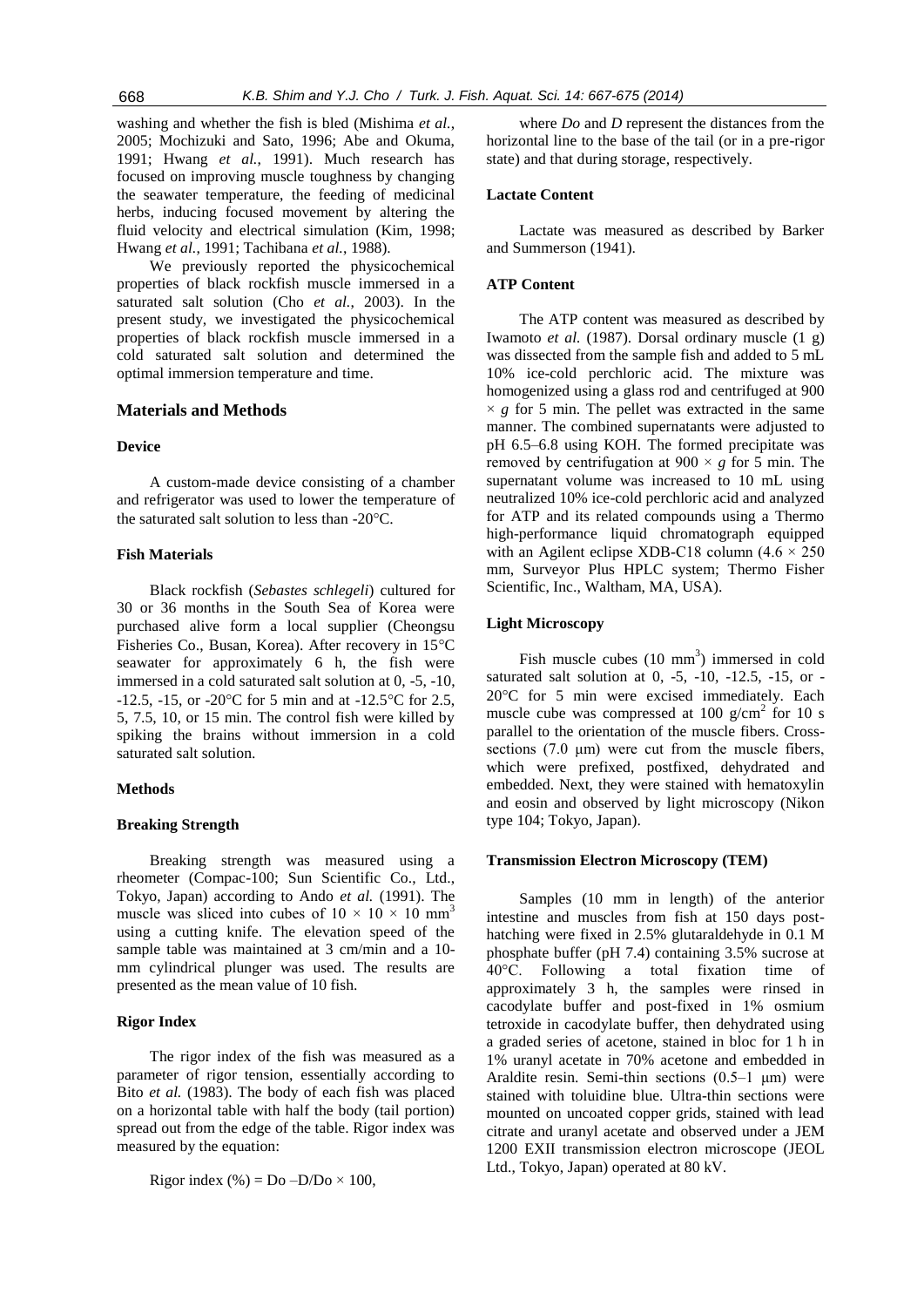washing and whether the fish is bled (Mishima *et al.*, 2005; Mochizuki and Sato, 1996; Abe and Okuma, 1991; Hwang *et al.*, 1991). Much research has focused on improving muscle toughness by changing the seawater temperature, the feeding of medicinal herbs, inducing focused movement by altering the fluid velocity and electrical simulation (Kim, 1998; Hwang *et al.*, 1991; Tachibana *et al.*, 1988).

We previously reported the physicochemical properties of black rockfish muscle immersed in a saturated salt solution (Cho *et al.*, 2003). In the present study, we investigated the physicochemical properties of black rockfish muscle immersed in a cold saturated salt solution and determined the optimal immersion temperature and time.

## Materials and Methods

### Device

A custom-made device consisting of a chamber and refrigerator was used to lower the temperature of the saturated salt solution to less than -20°C.

### Fish Materials

Black rockfish (*Sebastes schlegeli*) cultured for 30 or 36 months in the South Sea of Korea were purchased alive form a local supplier (Cheongsu Fisheries Co., Busan, Korea). After recovery in 15°C seawater for approximately 6 h, the fish were immersed in a cold saturated salt solution at 0, -5, -10, -12.5, -15, or -20°C for 5 min and at -12.5°C for 2.5, 5, 7.5, 10, or 15 min. The control fish were killed by spiking the brains without immersion in a cold saturated salt solution.

### Methods

### Breaking Strength

Breaking strength was measured using a rheometer (Compac-100; Sun Scientific Co., Ltd., Tokyo, Japan) according to Ando *et al.* (1991). The muscle was sliced into cubes of $10 \times 10 \times 10$ mm$^3$ using a cutting knife. The elevation speed of the sample table was maintained at 3 cm/min and a 10-mm cylindrical plunger was used. The results are presented as the mean value of 10 fish.

### Rigor Index

The rigor index of the fish was measured as a parameter of rigor tension, essentially according to Bito *et al.* (1983). The body of each fish was placed on a horizontal table with half the body (tail portion) spread out from the edge of the table. Rigor index was measured by the equation:

$$\text{Rigor index (\%)} = Do - D/Do \times 100,$$

where *Do* and *D* represent the distances from the horizontal line to the base of the tail (or in a pre-rigor state) and that during storage, respectively.

### Lactate Content

Lactate was measured as described by Barker and Summerson (1941).

### ATP Content

The ATP content was measured as described by Iwamoto *et al.* (1987). Dorsal ordinary muscle (1 g) was dissected from the sample fish and added to 5 mL 10% ice-cold perchloric acid. The mixture was homogenized using a glass rod and centrifuged at 900 $\times$ *g* for 5 min. The pellet was extracted in the same manner. The combined supernatants were adjusted to pH 6.5–6.8 using KOH. The formed precipitate was removed by centrifugation at 900 $\times$ *g* for 5 min. The supernatant volume was increased to 10 mL using neutralized 10% ice-cold perchloric acid and analyzed for ATP and its related compounds using a Thermo high-performance liquid chromatograph equipped with an Agilent eclipse XDB-C18 column ($4.6 \times 250$ mm, Surveyor Plus HPLC system; Thermo Fisher Scientific, Inc., Waltham, MA, USA).

### Light Microscopy

Fish muscle cubes (10 mm$^3$) immersed in cold saturated salt solution at 0, -5, -10, -12.5, -15, or -20°C for 5 min were excised immediately. Each muscle cube was compressed at 100 g/cm$^2$ for 10 s parallel to the orientation of the muscle fibers. Cross-sections (7.0 µm) were cut from the muscle fibers, which were prefixed, postfixed, dehydrated and embedded. Next, they were stained with hematoxylin and eosin and observed by light microscopy (Nikon type 104; Tokyo, Japan).

### Transmission Electron Microscopy (TEM)

Samples (10 mm in length) of the anterior intestine and muscles from fish at 150 days post-hatching were fixed in 2.5% glutaraldehyde in 0.1 M phosphate buffer (pH 7.4) containing 3.5% sucrose at 40°C. Following a total fixation time of approximately 3 h, the samples were rinsed in cacodylate buffer and post-fixed in 1% osmium tetroxide in cacodylate buffer, then dehydrated using a graded series of acetone, stained in bloc for 1 h in 1% uranyl acetate in 70% acetone and embedded in Araldite resin. Semi-thin sections (0.5–1 µm) were stained with toluidine blue. Ultra-thin sections were mounted on uncoated copper grids, stained with lead citrate and uranyl acetate and observed under a JEM 1200 EXII transmission electron microscope (JEOL Ltd., Tokyo, Japan) operated at 80 kV.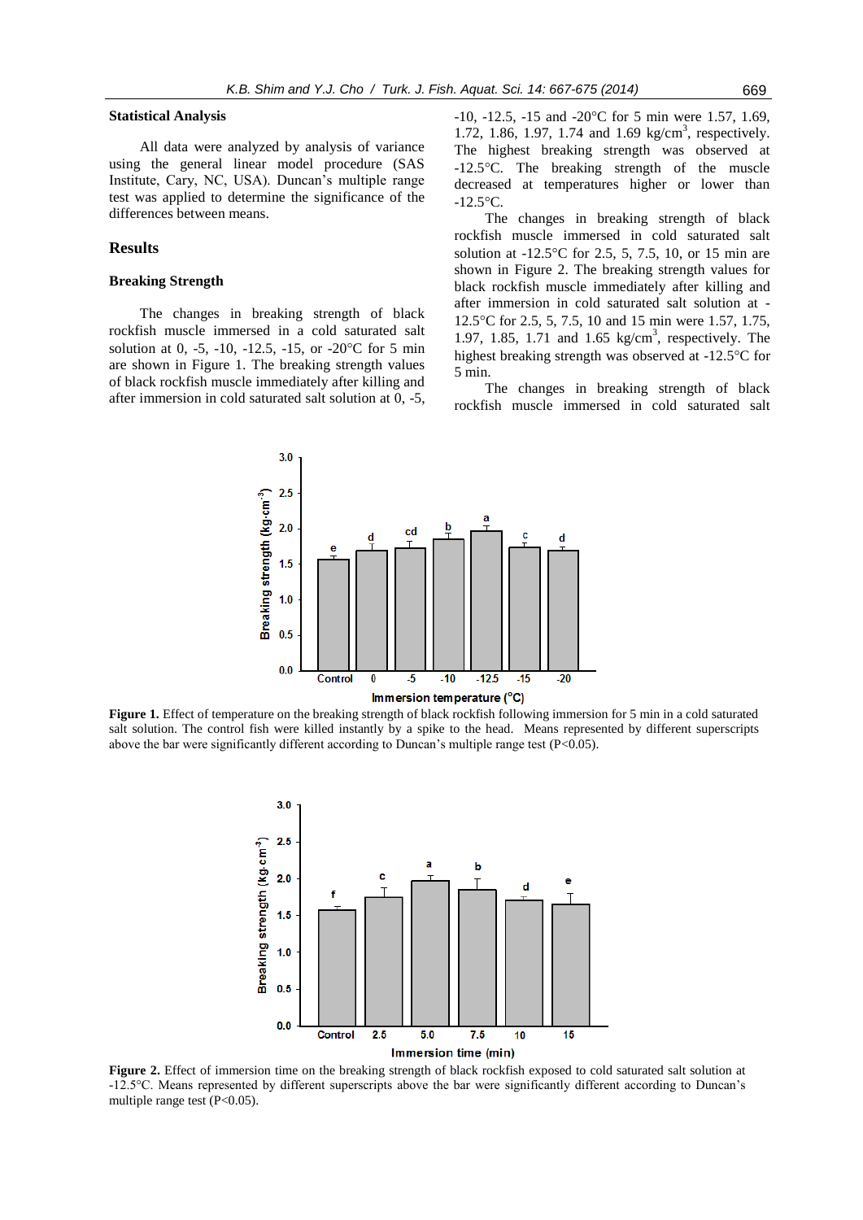### Statistical Analysis

All data were analyzed by analysis of variance using the general linear model procedure (SAS Institute, Cary, NC, USA). Duncan's multiple range test was applied to determine the significance of the differences between means.

## Results

### Breaking Strength

The changes in breaking strength of black rockfish muscle immersed in a cold saturated salt solution at 0, -5, -10, -12.5, -15, or -20°C for 5 min are shown in Figure 1. The breaking strength values of black rockfish muscle immediately after killing and after immersion in cold saturated salt solution at 0, -5, -10, -12.5, -15 and -20°C for 5 min were 1.57, 1.69, 1.72, 1.86, 1.97, 1.74 and 1.69 kg/cm$^3$, respectively. The highest breaking strength was observed at -12.5°C. The breaking strength of the muscle decreased at temperatures higher or lower than -12.5°C.

The changes in breaking strength of black rockfish muscle immersed in cold saturated salt solution at -12.5°C for 2.5, 5, 7.5, 10, or 15 min are shown in Figure 2. The breaking strength values for black rockfish muscle immediately after killing and after immersion in cold saturated salt solution at -12.5°C for 2.5, 5, 7.5, 10 and 15 min were 1.57, 1.75, 1.97, 1.85, 1.71 and 1.65 kg/cm$^3$, respectively. The highest breaking strength was observed at -12.5°C for 5 min.

The changes in breaking strength of black rockfish muscle immersed in cold saturated salt

**Figure 1.** Effect of temperature on the breaking strength of black rockfish following immersion for 5 min in a cold saturated salt solution. The control fish were killed instantly by a spike to the head. Means represented by different superscripts above the bar were significantly different according to Duncan's multiple range test (P<0.05).

**Figure 2.** Effect of immersion time on the breaking strength of black rockfish exposed to cold saturated salt solution at -12.5°C. Means represented by different superscripts above the bar were significantly different according to Duncan's multiple range test (P<0.05).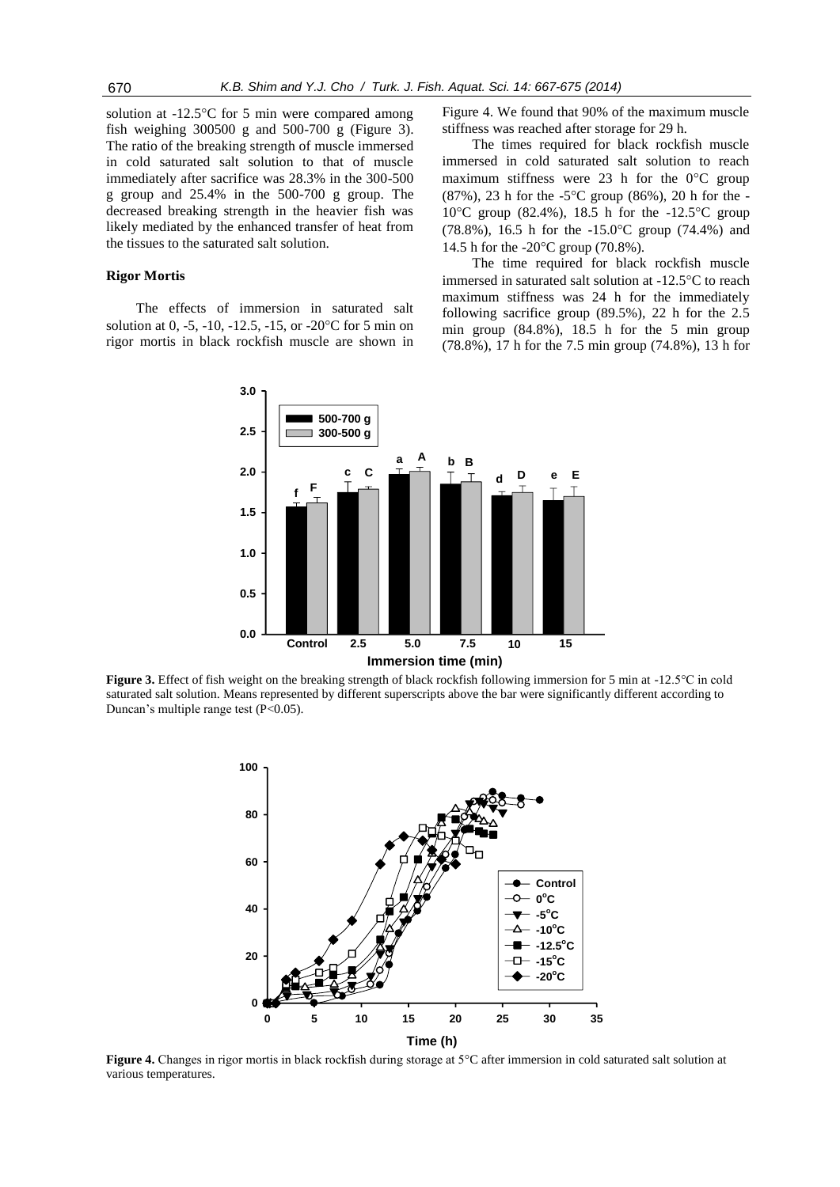solution at -12.5°C for 5 min were compared among fish weighing 300500 g and 500-700 g (Figure 3). The ratio of the breaking strength of muscle immersed in cold saturated salt solution to that of muscle immediately after sacrifice was 28.3% in the 300-500 g group and 25.4% in the 500-700 g group. The decreased breaking strength in the heavier fish was likely mediated by the enhanced transfer of heat from the tissues to the saturated salt solution.

### Rigor Mortis

The effects of immersion in saturated salt solution at 0, -5, -10, -12.5, -15, or -20°C for 5 min on rigor mortis in black rockfish muscle are shown in Figure 4. We found that 90% of the maximum muscle stiffness was reached after storage for 29 h.

The times required for black rockfish muscle immersed in cold saturated salt solution to reach maximum stiffness were 23 h for the 0°C group (87%), 23 h for the -5°C group (86%), 20 h for the -10°C group (82.4%), 18.5 h for the -12.5°C group (78.8%), 16.5 h for the -15.0°C group (74.4%) and 14.5 h for the -20°C group (70.8%).

The time required for black rockfish muscle immersed in saturated salt solution at -12.5°C to reach maximum stiffness was 24 h for the immediately following sacrifice group (89.5%), 22 h for the 2.5 min group (84.8%), 18.5 h for the 5 min group (78.8%), 17 h for the 7.5 min group (74.8%), 13 h for

**Figure 3.** Effect of fish weight on the breaking strength of black rockfish following immersion for 5 min at -12.5°C in cold saturated salt solution. Means represented by different superscripts above the bar were significantly different according to Duncan's multiple range test (P<0.05).

**Figure 4.** Changes in rigor mortis in black rockfish during storage at 5°C after immersion in cold saturated salt solution at various temperatures.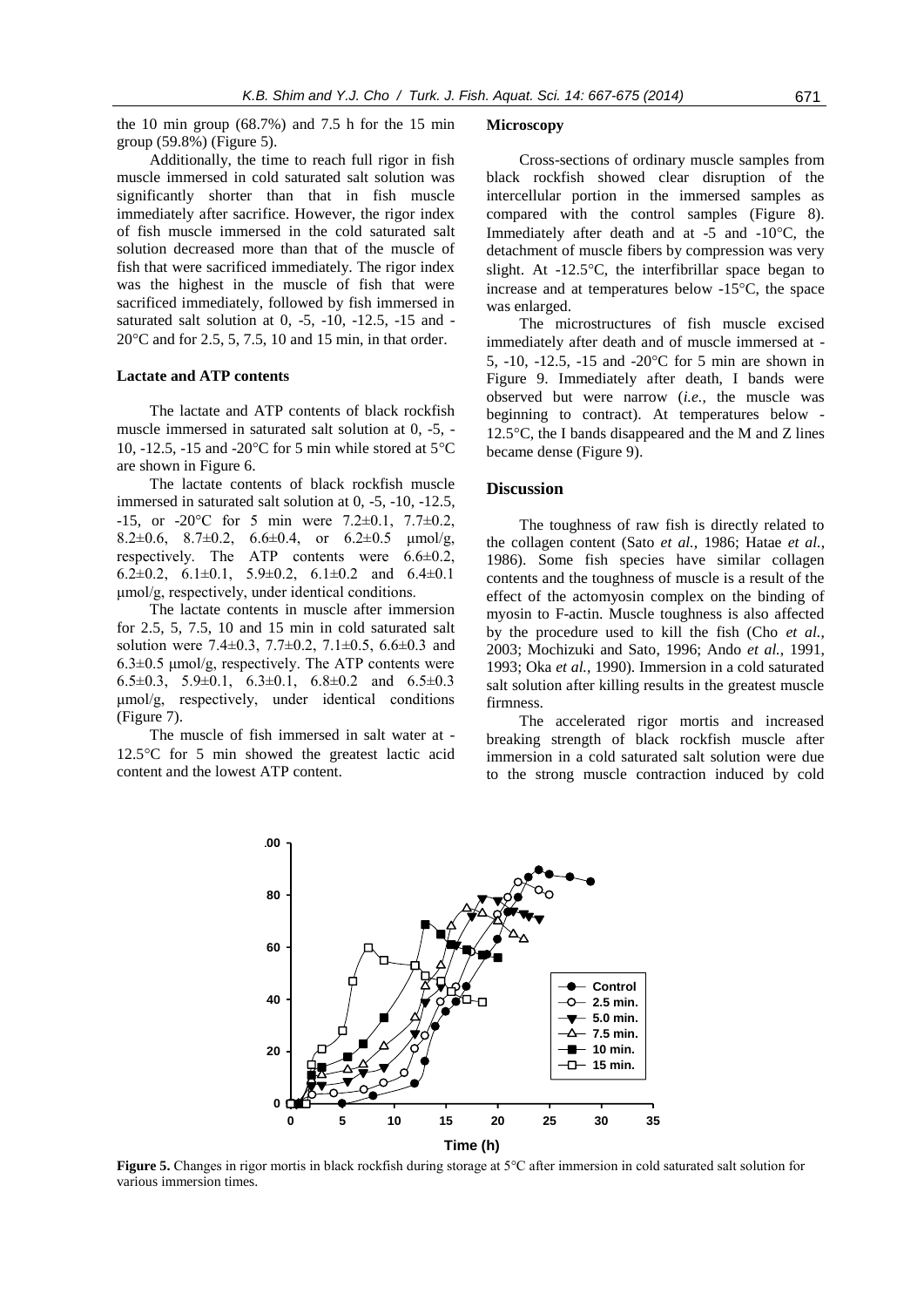the 10 min group (68.7%) and 7.5 h for the 15 min group (59.8%) (Figure 5).

Additionally, the time to reach full rigor in fish muscle immersed in cold saturated salt solution was significantly shorter than that in fish muscle immediately after sacrifice. However, the rigor index of fish muscle immersed in the cold saturated salt solution decreased more than that of the muscle of fish that were sacrificed immediately. The rigor index was the highest in the muscle of fish that were sacrificed immediately, followed by fish immersed in saturated salt solution at 0, -5, -10, -12.5, -15 and -20°C and for 2.5, 5, 7.5, 10 and 15 min, in that order.

### Lactate and ATP contents

The lactate and ATP contents of black rockfish muscle immersed in saturated salt solution at 0, -5, -10, -12.5, -15 and -20°C for 5 min while stored at 5°C are shown in Figure 6.

The lactate contents of black rockfish muscle immersed in saturated salt solution at 0, -5, -10, -12.5, -15, or -20°C for 5 min were 7.2±0.1, 7.7±0.2, 8.2±0.6, 8.7±0.2, 6.6±0.4, or 6.2±0.5 μmol/g, respectively. The ATP contents were 6.6±0.2, 6.2±0.2, 6.1±0.1, 5.9±0.2, 6.1±0.2 and 6.4±0.1 μmol/g, respectively, under identical conditions.

The lactate contents in muscle after immersion for 2.5, 5, 7.5, 10 and 15 min in cold saturated salt solution were 7.4±0.3, 7.7±0.2, 7.1±0.5, 6.6±0.3 and 6.3±0.5 μmol/g, respectively. The ATP contents were 6.5±0.3, 5.9±0.1, 6.3±0.1, 6.8±0.2 and 6.5±0.3 μmol/g, respectively, under identical conditions (Figure 7).

The muscle of fish immersed in salt water at -12.5°C for 5 min showed the greatest lactic acid content and the lowest ATP content.

### Microscopy

Cross-sections of ordinary muscle samples from black rockfish showed clear disruption of the intercellular portion in the immersed samples as compared with the control samples (Figure 8). Immediately after death and at -5 and -10°C, the detachment of muscle fibers by compression was very slight. At -12.5°C, the interfibrillar space began to increase and at temperatures below -15°C, the space was enlarged.

The microstructures of fish muscle excised immediately after death and of muscle immersed at -5, -10, -12.5, -15 and -20°C for 5 min are shown in Figure 9. Immediately after death, I bands were observed but were narrow (*i.e.*, the muscle was beginning to contract). At temperatures below -12.5°C, the I bands disappeared and the M and Z lines became dense (Figure 9).

## Discussion

The toughness of raw fish is directly related to the collagen content (Sato *et al.*, 1986; Hatae *et al.*, 1986). Some fish species have similar collagen contents and the toughness of muscle is a result of the effect of the actomyosin complex on the binding of myosin to F-actin. Muscle toughness is also affected by the procedure used to kill the fish (Cho *et al.*, 2003; Mochizuki and Sato, 1996; Ando *et al.*, 1991, 1993; Oka *et al.*, 1990). Immersion in a cold saturated salt solution after killing results in the greatest muscle firmness.

The accelerated rigor mortis and increased breaking strength of black rockfish muscle after immersion in a cold saturated salt solution were due to the strong muscle contraction induced by cold

**Figure 5.** Changes in rigor mortis in black rockfish during storage at 5°C after immersion in cold saturated salt solution for various immersion times.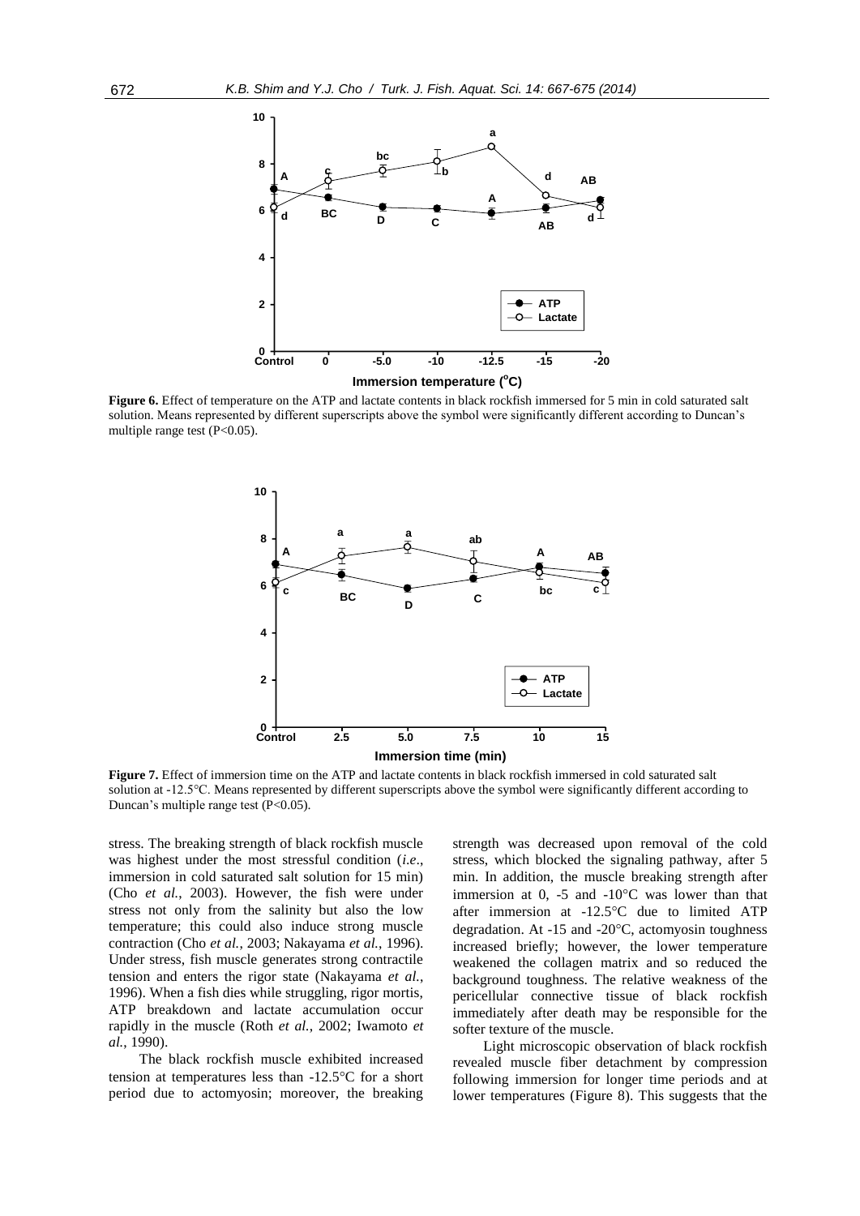**Figure 6.** Effect of temperature on the ATP and lactate contents in black rockfish immersed for 5 min in cold saturated salt solution. Means represented by different superscripts above the symbol were significantly different according to Duncan's multiple range test (P<0.05).

**Figure 7.** Effect of immersion time on the ATP and lactate contents in black rockfish immersed in cold saturated salt solution at -12.5°C. Means represented by different superscripts above the symbol were significantly different according to Duncan's multiple range test (P<0.05).

stress. The breaking strength of black rockfish muscle was highest under the most stressful condition (*i.e*., immersion in cold saturated salt solution for 15 min) (Cho *et al.*, 2003). However, the fish were under stress not only from the salinity but also the low temperature; this could also induce strong muscle contraction (Cho *et al.*, 2003; Nakayama *et al.*, 1996). Under stress, fish muscle generates strong contractile tension and enters the rigor state (Nakayama *et al.*, 1996). When a fish dies while struggling, rigor mortis, ATP breakdown and lactate accumulation occur rapidly in the muscle (Roth *et al.*, 2002; Iwamoto *et al.*, 1990).

The black rockfish muscle exhibited increased tension at temperatures less than -12.5°C for a short period due to actomyosin; moreover, the breaking strength was decreased upon removal of the cold stress, which blocked the signaling pathway, after 5 min. In addition, the muscle breaking strength after immersion at 0, -5 and -10°C was lower than that after immersion at -12.5°C due to limited ATP degradation. At -15 and -20°C, actomyosin toughness increased briefly; however, the lower temperature weakened the collagen matrix and so reduced the background toughness. The relative weakness of the pericellular connective tissue of black rockfish immediately after death may be responsible for the softer texture of the muscle.

Light microscopic observation of black rockfish revealed muscle fiber detachment by compression following immersion for longer time periods and at lower temperatures (Figure 8). This suggests that the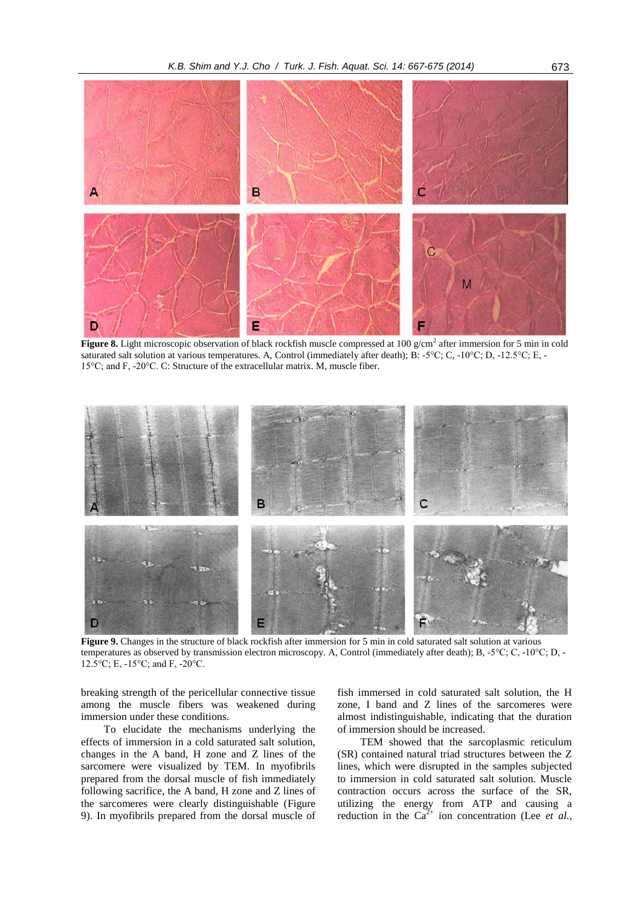**Figure 8.** Light microscopic observation of black rockfish muscle compressed at 100 g/cm$^2$ after immersion for 5 min in cold saturated salt solution at various temperatures. A, Control (immediately after death); B: -5°C; C, -10°C; D, -12.5°C; E, -15°C; and F, -20°C. C: Structure of the extracellular matrix. M, muscle fiber.

**Figure 9.** Changes in the structure of black rockfish after immersion for 5 min in cold saturated salt solution at various temperatures as observed by transmission electron microscopy. A, Control (immediately after death); B, -5°C; C, -10°C; D, -12.5°C; E, -15°C; and F, -20°C.

breaking strength of the pericellular connective tissue among the muscle fibers was weakened during immersion under these conditions.

To elucidate the mechanisms underlying the effects of immersion in a cold saturated salt solution, changes in the A band, H zone and Z lines of the sarcomere were visualized by TEM. In myofibrils prepared from the dorsal muscle of fish immediately following sacrifice, the A band, H zone and Z lines of the sarcomeres were clearly distinguishable (Figure 9). In myofibrils prepared from the dorsal muscle of fish immersed in cold saturated salt solution, the H zone, I band and Z lines of the sarcomeres were almost indistinguishable, indicating that the duration of immersion should be increased.

TEM showed that the sarcoplasmic reticulum (SR) contained natural triad structures between the Z lines, which were disrupted in the samples subjected to immersion in cold saturated salt solution. Muscle contraction occurs across the surface of the SR, utilizing the energy from ATP and causing a reduction in the $Ca^{2+}$ ion concentration (Lee *et al.*,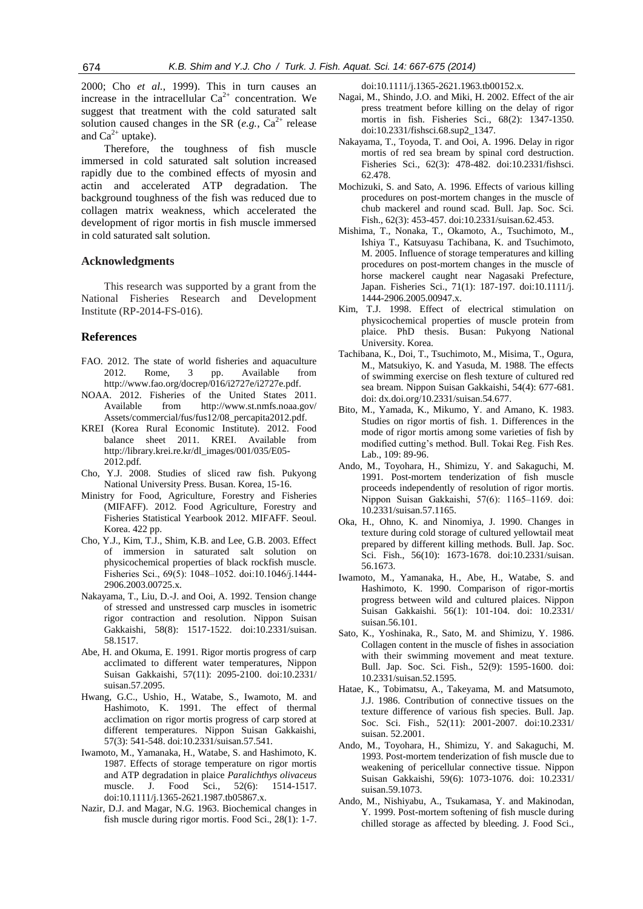2000; Cho *et al.*, 1999). This in turn causes an increase in the intracellular $Ca^{2+}$ concentration. We suggest that treatment with the cold saturated salt solution caused changes in the SR (*e.g.*, $Ca^{2+}$ release and $Ca^{2+}$ uptake).

Therefore, the toughness of fish muscle immersed in cold saturated salt solution increased rapidly due to the combined effects of myosin and actin and accelerated ATP degradation. The background toughness of the fish was reduced due to collagen matrix weakness, which accelerated the development of rigor mortis in fish muscle immersed in cold saturated salt solution.

## Acknowledgments

This research was supported by a grant from the National Fisheries Research and Development Institute (RP-2014-FS-016).

## References

FAO. 2012. The state of world fisheries and aquaculture 2012. Rome, 3 pp. Available from http://www.fao.org/docrep/016/i2727e/i2727e.pdf.

NOAA. 2012. Fisheries of the United States 2011. Available from http://www.st.nmfs.noaa.gov/Assets/commercial/fus/fus12/08_percapita2012.pdf.

KREI (Korea Rural Economic Institute). 2012. Food balance sheet 2011. KREI. Available from http://library.krei.re.kr/dl_images/001/035/E05-2012.pdf.

Cho, Y.J. 2008. Studies of sliced raw fish. Pukyong National University Press. Busan. Korea, 15-16.

Ministry for Food, Agriculture, Forestry and Fisheries (MIFAFF). 2012. Food Agriculture, Forestry and Fisheries Statistical Yearbook 2012. MIFAFF. Seoul. Korea. 422 pp.

Cho, Y.J., Kim, T.J., Shim, K.B. and Lee, G.B. 2003. Effect of immersion in saturated salt solution on physicochemical properties of black rockfish muscle. Fisheries Sci., 69(5): 1048–1052. doi:10.1046/j.1444-2906.2003.00725.x.

Nakayama, T., Liu, D.-J. and Ooi, A. 1992. Tension change of stressed and unstressed carp muscles in isometric rigor contraction and resolution. Nippon Suisan Gakkaishi, 58(8): 1517-1522. doi:10.2331/suisan.58.1517.

Abe, H. and Okuma, E. 1991. Rigor mortis progress of carp acclimated to different water temperatures, Nippon Suisan Gakkaishi, 57(11): 2095-2100. doi:10.2331/suisan.57.2095.

Hwang, G.C., Ushio, H., Watabe, S., Iwamoto, M. and Hashimoto, K. 1991. The effect of thermal acclimation on rigor mortis progress of carp stored at different temperatures. Nippon Suisan Gakkaishi, 57(3): 541-548. doi:10.2331/suisan.57.541.

Iwamoto, M., Yamanaka, H., Watabe, S. and Hashimoto, K. 1987. Effects of storage temperature on rigor mortis and ATP degradation in plaice *Paralichthys olivaceus* muscle. J. Food Sci., 52(6): 1514-1517. doi:10.1111/j.1365-2621.1987.tb05867.x.

Nazir, D.J. and Magar, N.G. 1963. Biochemical changes in fish muscle during rigor mortis. Food Sci., 28(1): 1-7. doi:10.1111/j.1365-2621.1963.tb00152.x.

Nagai, M., Shindo, J.O. and Miki, H. 2002. Effect of the air press treatment before killing on the delay of rigor mortis in fish. Fisheries Sci., 68(2): 1347-1350. doi:10.2331/fishsci.68.sup2_1347.

Nakayama, T., Toyoda, T. and Ooi, A. 1996. Delay in rigor mortis of red sea bream by spinal cord destruction. Fisheries Sci., 62(3): 478-482. doi:10.2331/fishsci.62.478.

Mochizuki, S. and Sato, A. 1996. Effects of various killing procedures on post-mortem changes in the muscle of chub mackerel and round scad. Bull. Jap. Soc. Sci. Fish., 62(3): 453-457. doi:10.2331/suisan.62.453.

Mishima, T., Nonaka, T., Okamoto, A., Tsuchimoto, M., Ishiya T., Katsuyasu Tachibana, K. and Tsuchimoto, M. 2005. Influence of storage temperatures and killing procedures on post-mortem changes in the muscle of horse mackerel caught near Nagasaki Prefecture, Japan. Fisheries Sci., 71(1): 187-197. doi:10.1111/j.1444-2906.2005.00947.x.

Kim, T.J. 1998. Effect of electrical stimulation on physicochemical properties of muscle protein from plaice. PhD thesis. Busan: Pukyong National University. Korea.

Tachibana, K., Doi, T., Tsuchimoto, M., Misima, T., Ogura, M., Matsukiyo, K. and Yasuda, M. 1988. The effects of swimming exercise on flesh texture of cultured red sea bream. Nippon Suisan Gakkaishi, 54(4): 677-681. doi: dx.doi.org/10.2331/suisan.54.677.

Bito, M., Yamada, K., Mikumo, Y. and Amano, K. 1983. Studies on rigor mortis of fish. 1. Differences in the mode of rigor mortis among some varieties of fish by modified cutting's method. Bull. Tokai Reg. Fish Res. Lab., 109: 89-96.

Ando, M., Toyohara, H., Shimizu, Y. and Sakaguchi, M. 1991. Post-mortem tenderization of fish muscle proceeds independently of resolution of rigor mortis. Nippon Suisan Gakkaishi, 57(6): 1165–1169. doi: 10.2331/suisan.57.1165.

Oka, H., Ohno, K. and Ninomiya, J. 1990. Changes in texture during cold storage of cultured yellowtail meat prepared by different killing methods. Bull. Jap. Soc. Sci. Fish., 56(10): 1673-1678. doi:10.2331/suisan.56.1673.

Iwamoto, M., Yamanaka, H., Abe, H., Watabe, S. and Hashimoto, K. 1990. Comparison of rigor-mortis progress between wild and cultured plaices. Nippon Suisan Gakkaishi. 56(1): 101-104. doi: 10.2331/suisan.56.101.

Sato, K., Yoshinaka, R., Sato, M. and Shimizu, Y. 1986. Collagen content in the muscle of fishes in association with their swimming movement and meat texture. Bull. Jap. Soc. Sci. Fish., 52(9): 1595-1600. doi: 10.2331/suisan.52.1595.

Hatae, K., Tobimatsu, A., Takeyama, M. and Matsumoto, J.J. 1986. Contribution of connective tissues on the texture difference of various fish species. Bull. Jap. Soc. Sci. Fish., 52(11): 2001-2007. doi:10.2331/suisan. 52.2001.

Ando, M., Toyohara, H., Shimizu, Y. and Sakaguchi, M. 1993. Post-mortem tenderization of fish muscle due to weakening of pericellular connective tissue. Nippon Suisan Gakkaishi, 59(6): 1073-1076. doi: 10.2331/suisan.59.1073.

Ando, M., Nishiyabu, A., Tsukamasa, Y. and Makinodan, Y. 1999. Post-mortem softening of fish muscle during chilled storage as affected by bleeding. J. Food Sci.,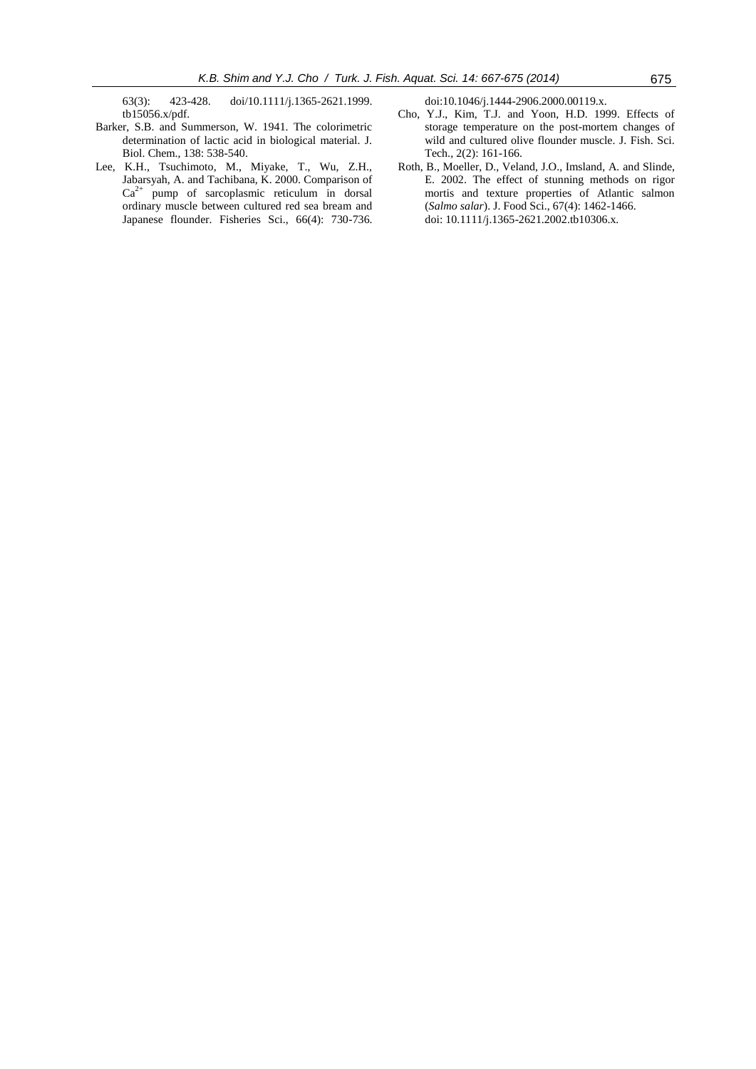63(3): 423-428. doi/10.1111/j.1365-2621.1999.tb15056.x/pdf.

Barker, S.B. and Summerson, W. 1941. The colorimetric determination of lactic acid in biological material. J. Biol. Chem., 138: 538-540.

Lee, K.H., Tsuchimoto, M., Miyake, T., Wu, Z.H., Jabarsyah, A. and Tachibana, K. 2000. Comparison of $Ca^{2+}$ pump of sarcoplasmic reticulum in dorsal ordinary muscle between cultured red sea bream and Japanese flounder. Fisheries Sci., 66(4): 730-736. doi:10.1046/j.1444-2906.2000.00119.x.

Cho, Y.J., Kim, T.J. and Yoon, H.D. 1999. Effects of storage temperature on the post-mortem changes of wild and cultured olive flounder muscle. J. Fish. Sci. Tech., 2(2): 161-166.

Roth, B., Moeller, D., Veland, J.O., Imsland, A. and Slinde, E. 2002. The effect of stunning methods on rigor mortis and texture properties of Atlantic salmon (*Salmo salar*). J. Food Sci., 67(4): 1462-1466. doi: 10.1111/j.1365-2621.2002.tb10306.x.